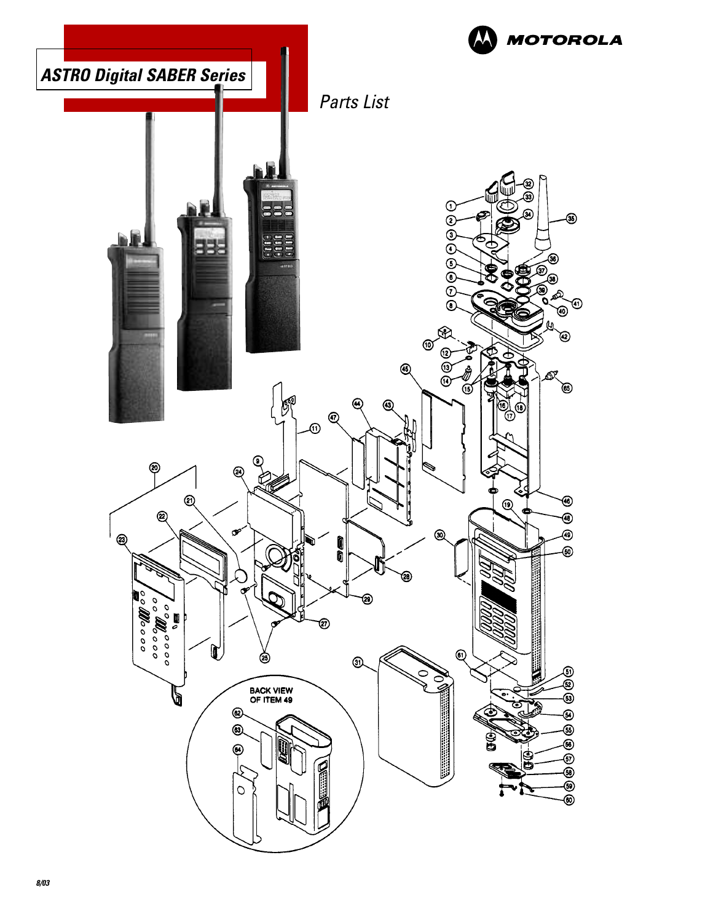# ASTRO Digital SABER Series

MOTOROLA

*Parts List*

BACK VIEW OF ITEM 49

8/03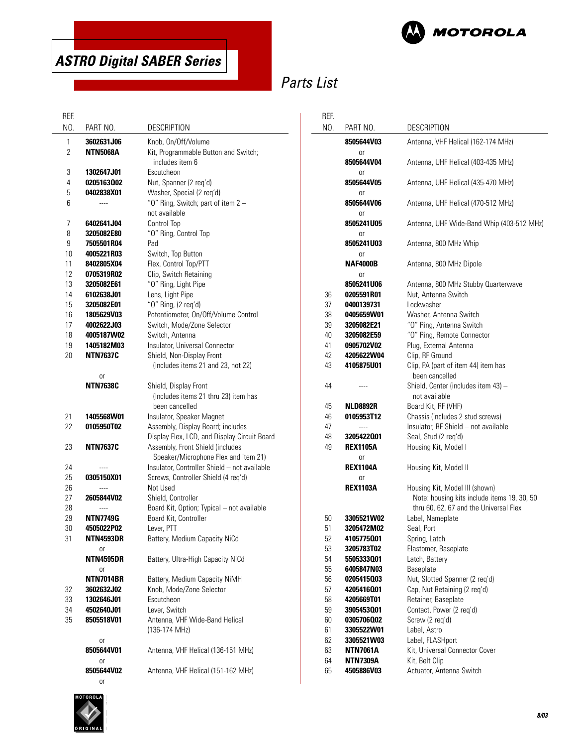# ASTRO Digital SABER Series

## Parts List

| REF. NO. | PART NO. | DESCRIPTION |
|---|---|---|
| 1 | **3602631J06** | Knob, On/Off/Volume |
| 2 | **NTN5068A** | Kit, Programmable Button and Switch; includes item 6 |
| 3 | **1302647J01** | Escutcheon |
| 4 | **0205163Q02** | Nut, Spanner (2 req'd) |
| 5 | **0402838X01** | Washer, Special (2 req'd) |
| 6 | ---- | "O" Ring, Switch; part of item 2 – not available |
| 7 | **6402641J04** | Control Top |
| 8 | **3205082E80** | "O" Ring, Control Top |
| 9 | **7505501R04** | Pad |
| 10 | **4005221R03** | Switch, Top Button |
| 11 | **8402805X04** | Flex, Control Top/PTT |
| 12 | **0705319R02** | Clip, Switch Retaining |
| 13 | **3205082E61** | "O" Ring, Light Pipe |
| 14 | **6102638J01** | Lens, Light Pipe |
| 15 | **3205082E01** | "O" Ring, (2 req'd) |
| 16 | **1805629V03** | Potentiometer, On/Off/Volume Control |
| 17 | **4002622J03** | Switch, Mode/Zone Selector |
| 18 | **4005187W02** | Switch, Antenna |
| 19 | **1405182M03** | Insulator, Universal Connector |
| 20 | **NTN7637C** | Shield, Non-Display Front (Includes items 21 and 23, not 22) |
| | or | |
| | **NTN7638C** | Shield, Display Front (Includes items 21 thru 23) item has been cancelled |
| 21 | **1405568W01** | Insulator, Speaker Magnet |
| 22 | **0105950T02** | Assembly, Display Board; includes Display Flex, LCD, and Display Circuit Board |
| 23 | **NTN7637C** | Assembly, Front Shield (includes Speaker/Microphone Flex and item 21) |
| 24 | ---- | Insulator, Controller Shield – not available |
| 25 | **0305150X01** | Screws, Controller Shield (4 req'd) |
| 26 | ---- | Not Used |
| 27 | **2605844V02** | Shield, Controller |
| 28 | ---- | Board Kit, Option; Typical – not available |
| 29 | **NTN7749G** | Board Kit, Controller |
| 30 | **4505022P02** | Lever, PTT |
| 31 | **NTN4593DR** | Battery, Medium Capacity NiCd |
| | or | |
| | **NTN4595DR** | Battery, Ultra-High Capacity NiCd |
| | or | |
| | **NTN7014BR** | Battery, Medium Capacity NiMH |
| 32 | **3602632J02** | Knob, Mode/Zone Selector |
| 33 | **1302646J01** | Escutcheon |
| 34 | **4502640J01** | Lever, Switch |
| 35 | **8505518V01** | Antenna, VHF Wide-Band Helical (136-174 MHz) |
| | or | |
| | **8505644V01** | Antenna, VHF Helical (136-151 MHz) |
| | or | |
| | **8505644V02** | Antenna, VHF Helical (151-162 MHz) |
| | or | |
| | **8505644V03** | Antenna, VHF Helical (162-174 MHz) |
| | or | |
| | **8505644V04** | Antenna, UHF Helical (403-435 MHz) |
| | or | |
| | **8505644V05** | Antenna, UHF Helical (435-470 MHz) |
| | or | |
| | **8505644V06** | Antenna, UHF Helical (470-512 MHz) |
| | or | |
| | **8505241U05** | Antenna, UHF Wide-Band Whip (403-512 MHz) |
| | or | |
| | **8505241U03** | Antenna, 800 MHz Whip |
| | or | |
| | **NAF4000B** | Antenna, 800 MHz Dipole |
| | or | |
| | **8505241U06** | Antenna, 800 MHz Stubby Quarterwave |
| 36 | **0205591R01** | Nut, Antenna Switch |
| 37 | **0400139731** | Lockwasher |
| 38 | **0405659W01** | Washer, Antenna Switch |
| 39 | **3205082E21** | "O" Ring, Antenna Switch |
| 40 | **3205082E59** | "O" Ring, Remote Connector |
| 41 | **0905702V02** | Plug, External Antenna |
| 42 | **4205622W04** | Clip, RF Ground |
| 43 | **4105875U01** | Clip, PA (part of item 44) item has been cancelled |
| 44 | ---- | Shield, Center (includes item 43) – not available |
| 45 | **NLD8892R** | Board Kit, RF (VHF) |
| 46 | **0105953T12** | Chassis (includes 2 stud screws) |
| 47 | ---- | Insulator, RF Shield – not available |
| 48 | **3205422Q01** | Seal, Stud (2 req'd) |
| 49 | **REX1105A** | Housing Kit, Model I |
| | or | |
| | **REX1104A** | Housing Kit, Model II |
| | or | |
| | **REX1103A** | Housing Kit, Model III (shown) Note: housing kits include items 19, 30, 50 thru 60, 62, 67 and the Universal Flex |
| 50 | **3305521W02** | Label, Nameplate |
| 51 | **3205472M02** | Seal, Port |
| 52 | **4105775Q01** | Spring, Latch |
| 53 | **3205783T02** | Elastomer, Baseplate |
| 54 | **5505333Q01** | Latch, Battery |
| 55 | **6405847N03** | Baseplate |
| 56 | **0205415Q03** | Nut, Slotted Spanner (2 req'd) |
| 57 | **4205416Q01** | Cap, Nut Retaining (2 req'd) |
| 58 | **4205669T01** | Retainer, Baseplate |
| 59 | **3905453Q01** | Contact, Power (2 req'd) |
| 60 | **0305706Q02** | Screw (2 req'd) |
| 61 | **3305522W01** | Label, Astro |
| 62 | **3305521W03** | Label, FLASHport |
| 63 | **NTN7061A** | Kit, Universal Connector Cover |
| 64 | **NTN7309A** | Kit, Belt Clip |
| 65 | **4505886V03** | Actuator, Antenna Switch |

8/03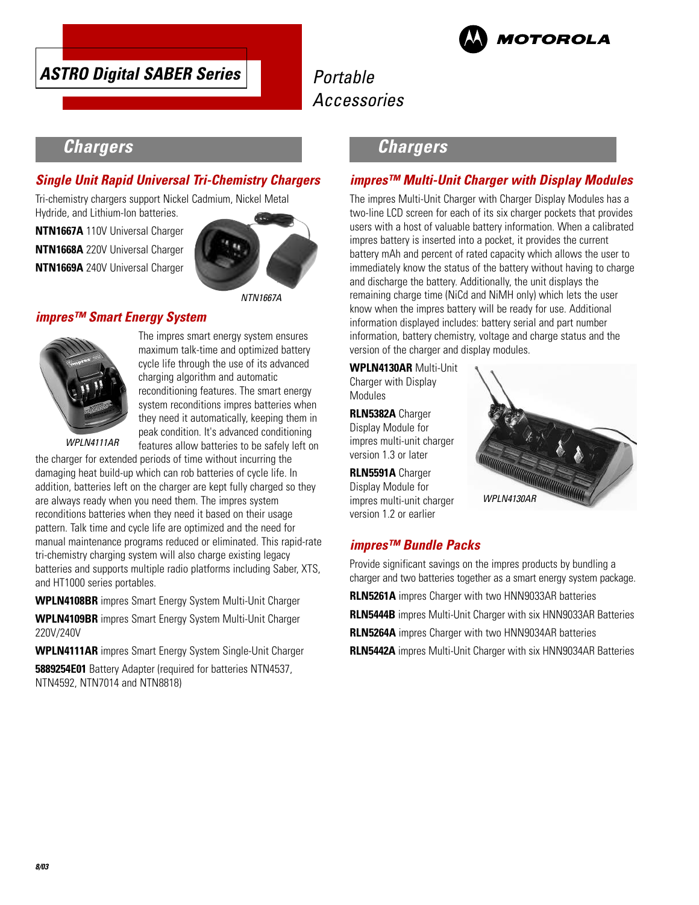ASTRO Digital SABER Series

Portable Accessories

## Chargers

### Single Unit Rapid Universal Tri-Chemistry Chargers

Tri-chemistry chargers support Nickel Cadmium, Nickel Metal Hydride, and Lithium-Ion batteries.

**NTN1667A** 110V Universal Charger

**NTN1668A** 220V Universal Charger

**NTN1669A** 240V Universal Charger

NTN1667A

### impres™ Smart Energy System

WPLN4111AR

The impres smart energy system ensures maximum talk-time and optimized battery cycle life through the use of its advanced charging algorithm and automatic reconditioning features. The smart energy system reconditions impres batteries when they need it automatically, keeping them in peak condition. It's advanced conditioning features allow batteries to be safely left on the charger for extended periods of time without incurring the damaging heat build-up which can rob batteries of cycle life. In addition, batteries left on the charger are kept fully charged so they are always ready when you need them. The impres system reconditions batteries when they need it based on their usage pattern. Talk time and cycle life are optimized and the need for manual maintenance programs reduced or eliminated. This rapid-rate tri-chemistry charging system will also charge existing legacy batteries and supports multiple radio platforms including Saber, XTS, and HT1000 series portables.

**WPLN4108BR** impres Smart Energy System Multi-Unit Charger

**WPLN4109BR** impres Smart Energy System Multi-Unit Charger 220V/240V

**WPLN4111AR** impres Smart Energy System Single-Unit Charger

**5889254E01** Battery Adapter (required for batteries NTN4537, NTN4592, NTN7014 and NTN8818)

## Chargers

### impres™ Multi-Unit Charger with Display Modules

The impres Multi-Unit Charger with Charger Display Modules has a two-line LCD screen for each of its six charger pockets that provides users with a host of valuable battery information. When a calibrated impres battery is inserted into a pocket, it provides the current battery mAh and percent of rated capacity which allows the user to immediately know the status of the battery without having to charge and discharge the battery. Additionally, the unit displays the remaining charge time (NiCd and NiMH only) which lets the user know when the impres battery will be ready for use. Additional information displayed includes: battery serial and part number information, battery chemistry, voltage and charge status and the version of the charger and display modules.

**WPLN4130AR** Multi-Unit Charger with Display Modules

**RLN5382A** Charger Display Module for impres multi-unit charger version 1.3 or later

**RLN5591A** Charger Display Module for impres multi-unit charger version 1.2 or earlier

WPLN4130AR

### impres™ Bundle Packs

Provide significant savings on the impres products by bundling a charger and two batteries together as a smart energy system package.

**RLN5261A** impres Charger with two HNN9033AR batteries

**RLN5444B** impres Multi-Unit Charger with six HNN9033AR Batteries

**RLN5264A** impres Charger with two HNN9034AR batteries

**RLN5442A** impres Multi-Unit Charger with six HNN9034AR Batteries

8/03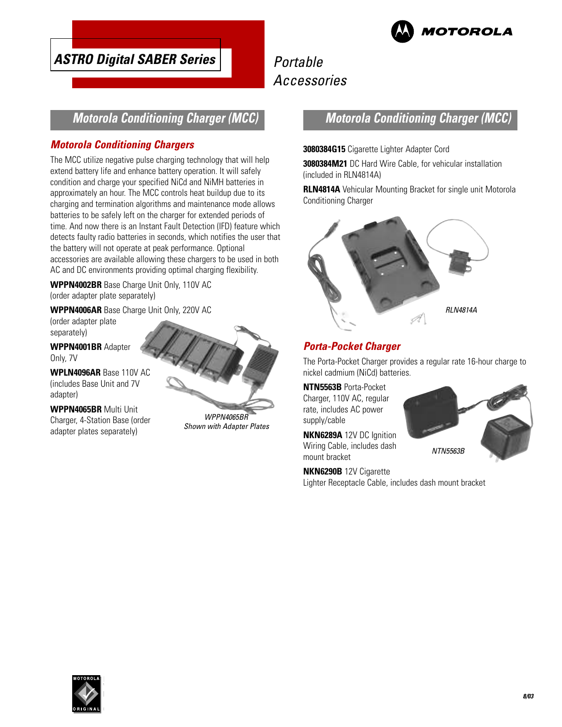## Motorola Conditioning Charger (MCC)

### Motorola Conditioning Chargers

The MCC utilize negative pulse charging technology that will help extend battery life and enhance battery operation. It will safely condition and charge your specified NiCd and NiMH batteries in approximately an hour. The MCC controls heat buildup due to its charging and termination algorithms and maintenance mode allows batteries to be safely left on the charger for extended periods of time. And now there is an Instant Fault Detection (IFD) feature which detects faulty radio batteries in seconds, which notifies the user that the battery will not operate at peak performance. Optional accessories are available allowing these chargers to be used in both AC and DC environments providing optimal charging flexibility.

**WPPN4002BR** Base Charge Unit Only, 110V AC (order adapter plate separately)

**WPPN4006AR** Base Charge Unit Only, 220V AC (order adapter plate separately)

**WPPN4001BR** Adapter Only, 7V

**WPLN4096AR** Base 110V AC (includes Base Unit and 7V adapter)

**WPPN4065BR** Multi Unit Charger, 4-Station Base (order adapter plates separately)

*WPPN4065BR Shown with Adapter Plates*

## Motorola Conditioning Charger (MCC)

**3080384G15** Cigarette Lighter Adapter Cord

**3080384M21** DC Hard Wire Cable, for vehicular installation (included in RLN4814A)

**RLN4814A** Vehicular Mounting Bracket for single unit Motorola Conditioning Charger

*RLN4814A*

### Porta-Pocket Charger

The Porta-Pocket Charger provides a regular rate 16-hour charge to nickel cadmium (NiCd) batteries.

**NTN5563B** Porta-Pocket Charger, 110V AC, regular rate, includes AC power supply/cable

**NKN6289A** 12V DC Ignition Wiring Cable, includes dash mount bracket

**NKN6290B** 12V Cigarette Lighter Receptacle Cable, includes dash mount bracket

*NTN5563B*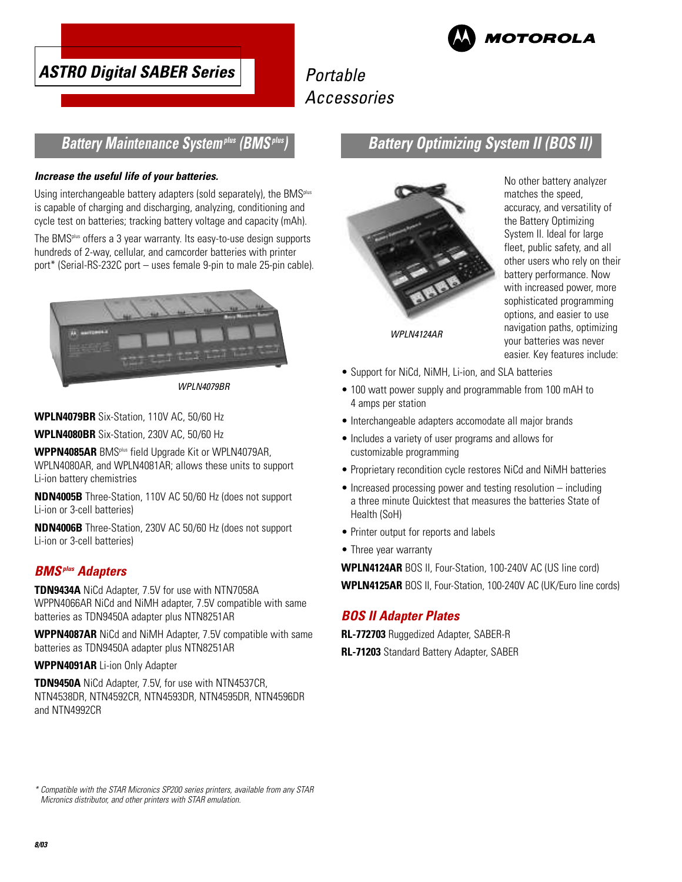# ASTRO Digital SABER Series

*Portable Accessories*

## Battery Maintenance System^plus (BMS^plus)

***Increase the useful life of your batteries.***

Using interchangeable battery adapters (sold separately), the BMS^plus is capable of charging and discharging, analyzing, conditioning and cycle test on batteries; tracking battery voltage and capacity (mAh).

The BMS^plus offers a 3 year warranty. Its easy-to-use design supports hundreds of 2-way, cellular, and camcorder batteries with printer port* (Serial-RS-232C port – uses female 9-pin to male 25-pin cable).

*WPLN4079BR*

**WPLN4079BR** Six-Station, 110V AC, 50/60 Hz

**WPLN4080BR** Six-Station, 230V AC, 50/60 Hz

**WPPN4085AR** BMS^plus field Upgrade Kit or WPLN4079AR, WPLN4080AR, and WPLN4081AR; allows these units to support Li-ion battery chemistries

**NDN4005B** Three-Station, 110V AC 50/60 Hz (does not support Li-ion or 3-cell batteries)

**NDN4006B** Three-Station, 230V AC 50/60 Hz (does not support Li-ion or 3-cell batteries)

### BMS^plus Adapters

**TDN9434A** NiCd Adapter, 7.5V for use with NTN7058A WPPN4066AR NiCd and NiMH adapter, 7.5V compatible with same batteries as TDN9450A adapter plus NTN8251AR

**WPPN4087AR** NiCd and NiMH Adapter, 7.5V compatible with same batteries as TDN9450A adapter plus NTN8251AR

**WPPN4091AR** Li-ion Only Adapter

**TDN9450A** NiCd Adapter, 7.5V, for use with NTN4537CR, NTN4538DR, NTN4592CR, NTN4593DR, NTN4595DR, NTN4596DR and NTN4992CR

## Battery Optimizing System II (BOS II)

*WPLN4124AR*

No other battery analyzer matches the speed, accuracy, and versatility of the Battery Optimizing System II. Ideal for large fleet, public safety, and all other users who rely on their battery performance. Now with increased power, more sophisticated programming options, and easier to use navigation paths, optimizing your batteries was never easier. Key features include:

- Support for NiCd, NiMH, Li-ion, and SLA batteries
- 100 watt power supply and programmable from 100 mAH to 4 amps per station
- Interchangeable adapters accomodate all major brands
- Includes a variety of user programs and allows for customizable programming
- Proprietary recondition cycle restores NiCd and NiMH batteries
- Increased processing power and testing resolution – including a three minute Quicktest that measures the batteries State of Health (SoH)
- Printer output for reports and labels
- Three year warranty

**WPLN4124AR** BOS II, Four-Station, 100-240V AC (US line cord)

**WPLN4125AR** BOS II, Four-Station, 100-240V AC (UK/Euro line cords)

### BOS II Adapter Plates

**RL-772703** Ruggedized Adapter, SABER-R

**RL-71203** Standard Battery Adapter, SABER

*\* Compatible with the STAR Micronics SP200 series printers, available from any STAR Micronics distributor, and other printers with STAR emulation.*

*8/03*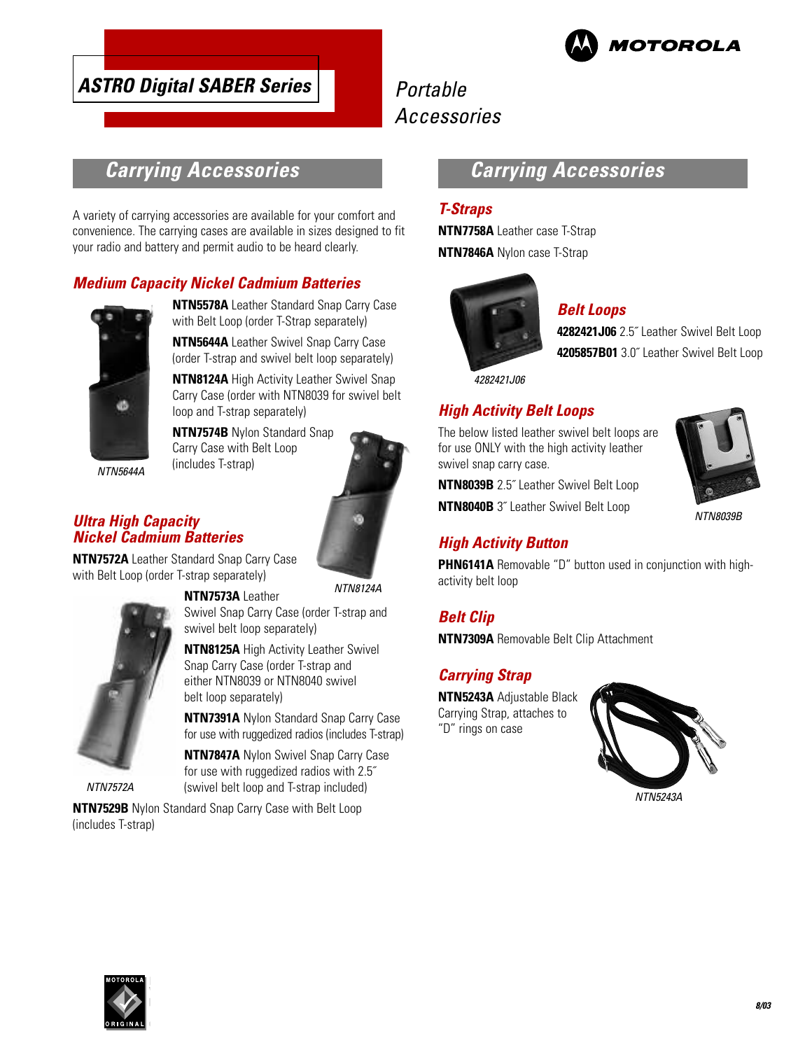# ASTRO Digital SABER Series

Portable Accessories

## Carrying Accessories

A variety of carrying accessories are available for your comfort and convenience. The carrying cases are available in sizes designed to fit your radio and battery and permit audio to be heard clearly.

### Medium Capacity Nickel Cadmium Batteries

**NTN5578A** Leather Standard Snap Carry Case with Belt Loop (order T-Strap separately)

**NTN5644A** Leather Swivel Snap Carry Case (order T-strap and swivel belt loop separately)

**NTN8124A** High Activity Leather Swivel Snap Carry Case (order with NTN8039 for swivel belt loop and T-strap separately)

**NTN7574B** Nylon Standard Snap Carry Case with Belt Loop (includes T-strap)

NTN5644A

NTN8124A

### Ultra High Capacity Nickel Cadmium Batteries

**NTN7572A** Leather Standard Snap Carry Case with Belt Loop (order T-strap separately)

**NTN7573A** Leather Swivel Snap Carry Case (order T-strap and swivel belt loop separately)

**NTN8125A** High Activity Leather Swivel Snap Carry Case (order T-strap and either NTN8039 or NTN8040 swivel belt loop separately)

**NTN7391A** Nylon Standard Snap Carry Case for use with ruggedized radios (includes T-strap)

**NTN7847A** Nylon Swivel Snap Carry Case for use with ruggedized radios with 2.5˝ (swivel belt loop and T-strap included)

NTN7572A

**NTN7529B** Nylon Standard Snap Carry Case with Belt Loop (includes T-strap)

## Carrying Accessories

### T-Straps

**NTN7758A** Leather case T-Strap

**NTN7846A** Nylon case T-Strap

### Belt Loops

**4282421J06** 2.5˝ Leather Swivel Belt Loop

**4205857B01** 3.0˝ Leather Swivel Belt Loop

4282421J06

### High Activity Belt Loops

The below listed leather swivel belt loops are for use ONLY with the high activity leather swivel snap carry case.

**NTN8039B** 2.5˝ Leather Swivel Belt Loop

**NTN8040B** 3˝ Leather Swivel Belt Loop

NTN8039B

### High Activity Button

**PHN6141A** Removable "D" button used in conjunction with high-activity belt loop

### Belt Clip

**NTN7309A** Removable Belt Clip Attachment

### Carrying Strap

**NTN5243A** Adjustable Black Carrying Strap, attaches to "D" rings on case

NTN5243A

8/03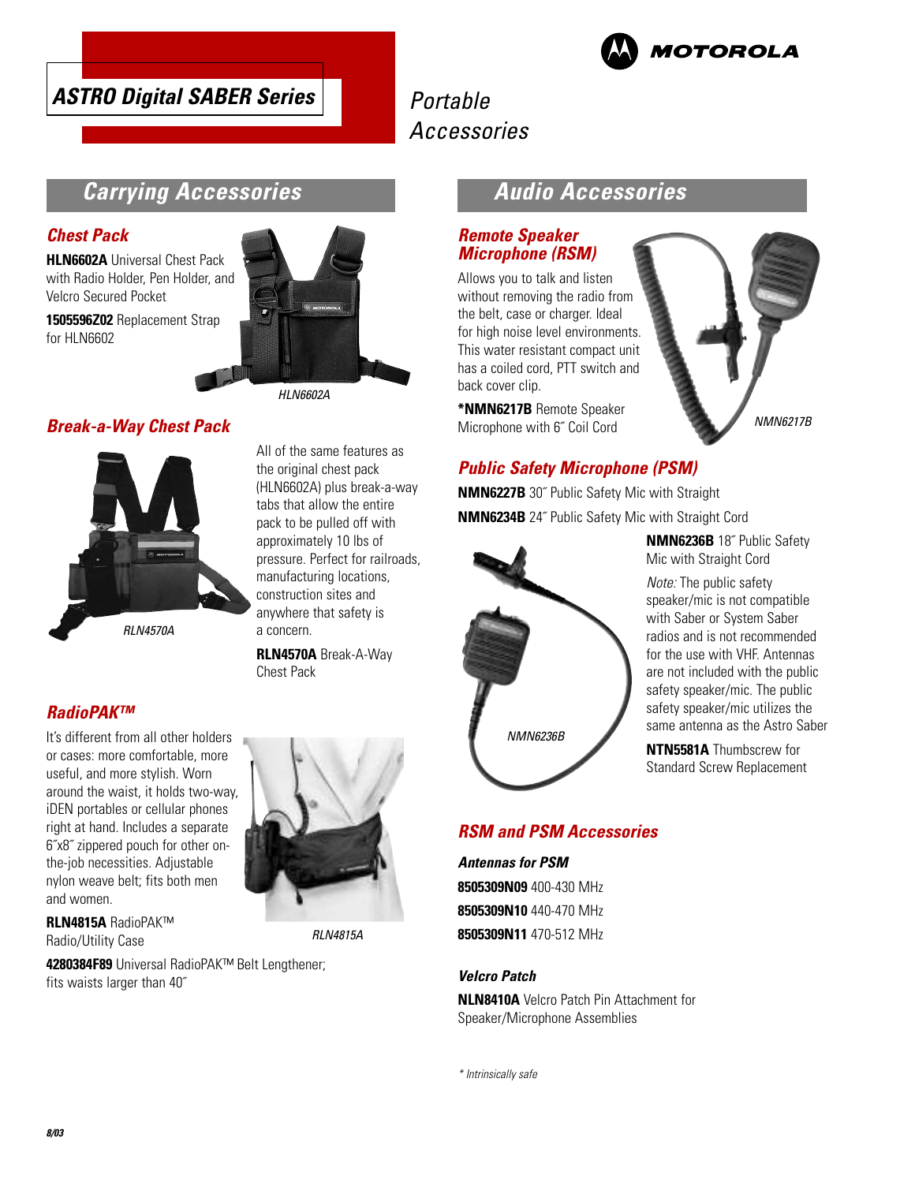# ASTRO Digital SABER Series

Portable Accessories

## Carrying Accessories

### Chest Pack

**HLN6602A** Universal Chest Pack with Radio Holder, Pen Holder, and Velcro Secured Pocket

**1505596Z02** Replacement Strap for HLN6602

*HLN6602A*

### Break-a-Way Chest Pack

All of the same features as the original chest pack (HLN6602A) plus break-a-way tabs that allow the entire pack to be pulled off with approximately 10 lbs of pressure. Perfect for railroads, manufacturing locations, construction sites and anywhere that safety is a concern.

**RLN4570A** Break-A-Way Chest Pack

*RLN4570A*

### RadioPAK™

It's different from all other holders or cases: more comfortable, more useful, and more stylish. Worn around the waist, it holds two-way, iDEN portables or cellular phones right at hand. Includes a separate 6˝x8˝ zippered pouch for other on-the-job necessities. Adjustable nylon weave belt; fits both men and women.

**RLN4815A** RadioPAK™ Radio/Utility Case

*RLN4815A*

**4280384F89** Universal RadioPAK™ Belt Lengthener; fits waists larger than 40˝

## Audio Accessories

### Remote Speaker Microphone (RSM)

Allows you to talk and listen without removing the radio from the belt, case or charger. Ideal for high noise level environments. This water resistant compact unit has a coiled cord, PTT switch and back cover clip.

**\*NMN6217B** Remote Speaker Microphone with 6˝ Coil Cord

*NMN6217B*

### Public Safety Microphone (PSM)

**NMN6227B** 30˝ Public Safety Mic with Straight

**NMN6234B** 24˝ Public Safety Mic with Straight Cord

**NMN6236B** 18˝ Public Safety Mic with Straight Cord

*Note:* The public safety speaker/mic is not compatible with Saber or System Saber radios and is not recommended for the use with VHF. Antennas are not included with the public safety speaker/mic. The public safety speaker/mic utilizes the same antenna as the Astro Saber

**NTN5581A** Thumbscrew for Standard Screw Replacement

*NMN6236B*

### RSM and PSM Accessories

***Antennas for PSM***

**8505309N09** 400-430 MHz

**8505309N10** 440-470 MHz

**8505309N11** 470-512 MHz

***Velcro Patch***

**NLN8410A** Velcro Patch Pin Attachment for Speaker/Microphone Assemblies

*\* Intrinsically safe*

8/03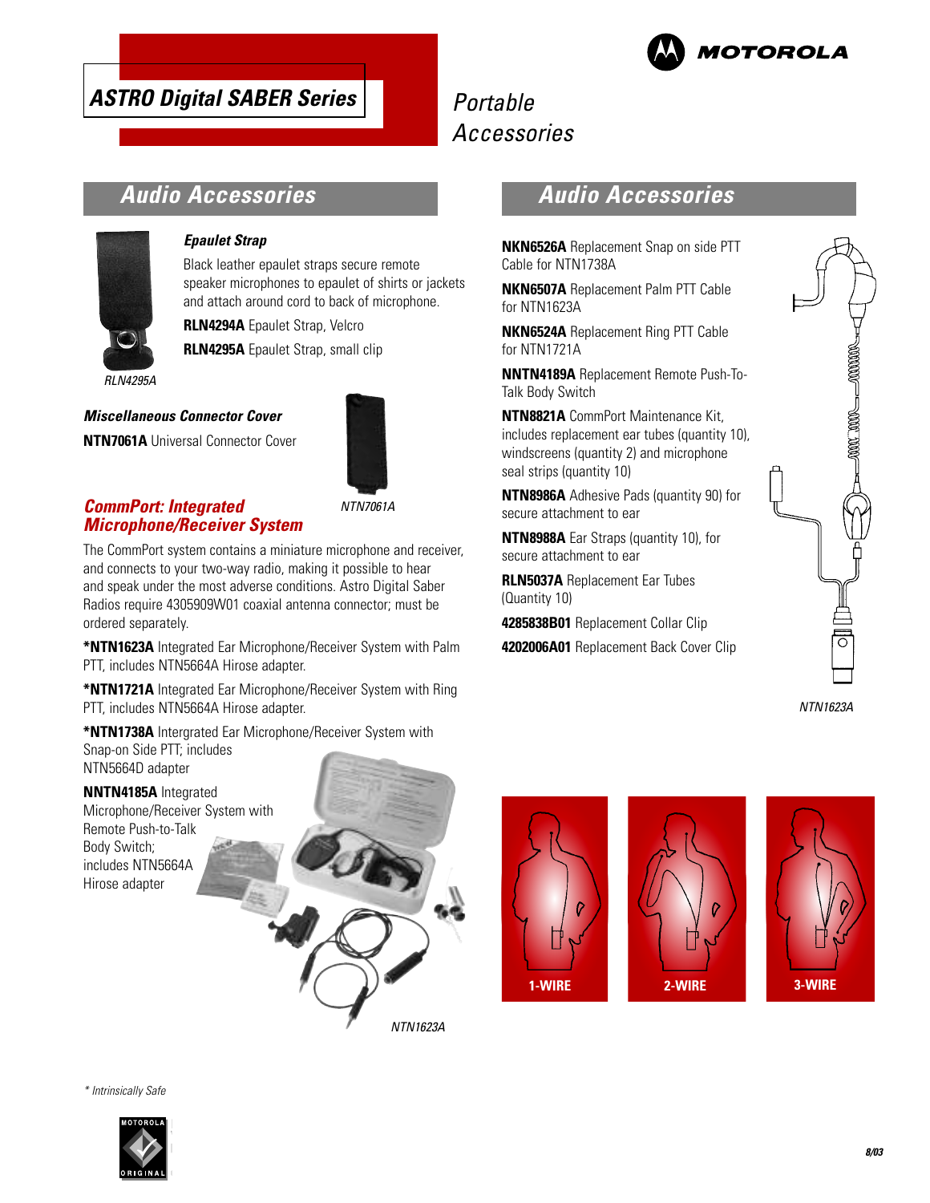# ASTRO Digital SABER Series

## Portable Accessories

## Audio Accessories

### Epaulet Strap

Black leather epaulet straps secure remote speaker microphones to epaulet of shirts or jackets and attach around cord to back of microphone.

**RLN4294A** Epaulet Strap, Velcro

**RLN4295A** Epaulet Strap, small clip

RLN4295A

### Miscellaneous Connector Cover

**NTN7061A** Universal Connector Cover

NTN7061A

### CommPort: Integrated Microphone/Receiver System

The CommPort system contains a miniature microphone and receiver, and connects to your two-way radio, making it possible to hear and speak under the most adverse conditions. Astro Digital Saber Radios require 4305909W01 coaxial antenna connector; must be ordered separately.

***NTN1623A** Integrated Ear Microphone/Receiver System with Palm PTT, includes NTN5664A Hirose adapter.

***NTN1721A** Integrated Ear Microphone/Receiver System with Ring PTT, includes NTN5664A Hirose adapter.

***NTN1738A** Intergrated Ear Microphone/Receiver System with Snap-on Side PTT; includes NTN5664D adapter

**NNTN4185A** Integrated Microphone/Receiver System with Remote Push-to-Talk Body Switch; includes NTN5664A Hirose adapter

NTN1623A

## Audio Accessories

**NKN6526A** Replacement Snap on side PTT Cable for NTN1738A

**NKN6507A** Replacement Palm PTT Cable for NTN1623A

**NKN6524A** Replacement Ring PTT Cable for NTN1721A

**NNTN4189A** Replacement Remote Push-To-Talk Body Switch

**NTN8821A** CommPort Maintenance Kit, includes replacement ear tubes (quantity 10), windscreens (quantity 2) and microphone seal strips (quantity 10)

**NTN8986A** Adhesive Pads (quantity 90) for secure attachment to ear

**NTN8988A** Ear Straps (quantity 10), for secure attachment to ear

**RLN5037A** Replacement Ear Tubes (Quantity 10)

**4285838B01** Replacement Collar Clip

**4202006A01** Replacement Back Cover Clip

NTN1623A

1-WIRE

2-WIRE

3-WIRE

\* Intrinsically Safe

8/03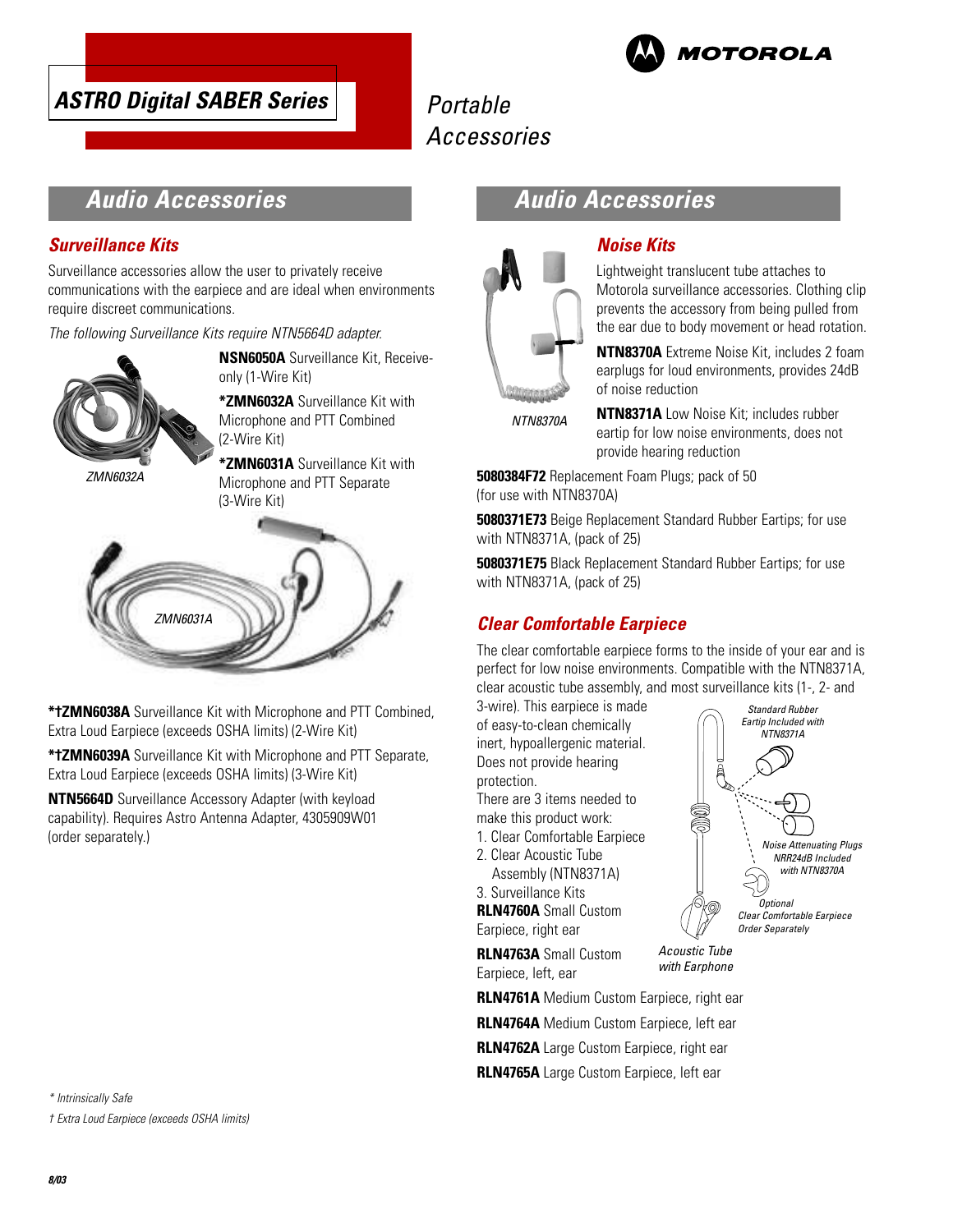# ASTRO Digital SABER Series

Portable Accessories

## Audio Accessories

### Surveillance Kits

Surveillance accessories allow the user to privately receive communications with the earpiece and are ideal when environments require discreet communications.

*The following Surveillance Kits require NTN5664D adapter.*

**NSN6050A** Surveillance Kit, Receive-only (1-Wire Kit)

***ZMN6032A** Surveillance Kit with Microphone and PTT Combined (2-Wire Kit)

***ZMN6031A** Surveillance Kit with Microphone and PTT Separate (3-Wire Kit)

*ZMN6032A*

*ZMN6031A*

***†ZMN6038A** Surveillance Kit with Microphone and PTT Combined, Extra Loud Earpiece (exceeds OSHA limits) (2-Wire Kit)

***†ZMN6039A** Surveillance Kit with Microphone and PTT Separate, Extra Loud Earpiece (exceeds OSHA limits) (3-Wire Kit)

**NTN5664D** Surveillance Accessory Adapter (with keyload capability). Requires Astro Antenna Adapter, 4305909W01 (order separately.)

*\* Intrinsically Safe*

*† Extra Loud Earpiece (exceeds OSHA limits)*

## Audio Accessories

### Noise Kits

Lightweight translucent tube attaches to Motorola surveillance accessories. Clothing clip prevents the accessory from being pulled from the ear due to body movement or head rotation.

**NTN8370A** Extreme Noise Kit, includes 2 foam earplugs for loud environments, provides 24dB of noise reduction

**NTN8371A** Low Noise Kit; includes rubber eartip for low noise environments, does not provide hearing reduction

*NTN8370A*

**5080384F72** Replacement Foam Plugs; pack of 50 (for use with NTN8370A)

**5080371E73** Beige Replacement Standard Rubber Eartips; for use with NTN8371A, (pack of 25)

**5080371E75** Black Replacement Standard Rubber Eartips; for use with NTN8371A, (pack of 25)

### Clear Comfortable Earpiece

The clear comfortable earpiece forms to the inside of your ear and is perfect for low noise environments. Compatible with the NTN8371A, clear acoustic tube assembly, and most surveillance kits (1-, 2- and 3-wire). This earpiece is made of easy-to-clean chemically inert, hypoallergenic material. Does not provide hearing protection.

There are 3 items needed to make this product work:

1. Clear Comfortable Earpiece
2. Clear Acoustic Tube Assembly (NTN8371A)
3. Surveillance Kits

*Standard Rubber Eartip Included with NTN8371A*

*Noise Attenuating Plugs NRR24dB Included with NTN8370A*

*Optional Clear Comfortable Earpiece Order Separately*

*Acoustic Tube with Earphone*

**RLN4760A** Small Custom Earpiece, right ear

**RLN4763A** Small Custom Earpiece, left, ear

**RLN4761A** Medium Custom Earpiece, right ear

**RLN4764A** Medium Custom Earpiece, left ear

**RLN4762A** Large Custom Earpiece, right ear

**RLN4765A** Large Custom Earpiece, left ear

8/03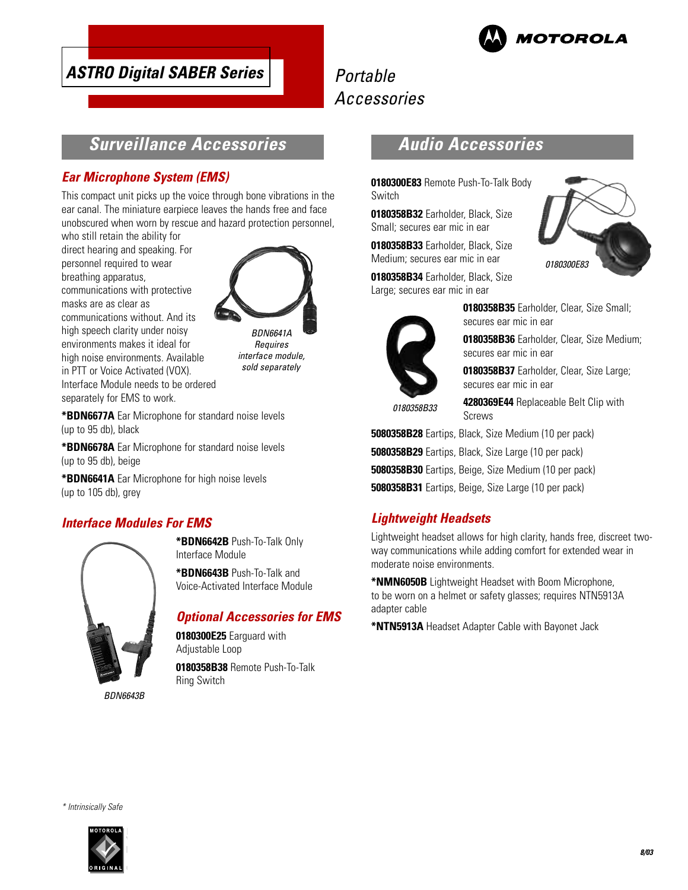# ASTRO Digital SABER Series

# Portable Accessories

## Surveillance Accessories

### Ear Microphone System (EMS)

This compact unit picks up the voice through bone vibrations in the ear canal. The miniature earpiece leaves the hands free and face unobscured when worn by rescue and hazard protection personnel, who still retain the ability for direct hearing and speaking. For personnel required to wear breathing apparatus, communications with protective masks are as clear as communications without. And its high speech clarity under noisy environments makes it ideal for high noise environments. Available in PTT or Voice Activated (VOX). Interface Module needs to be ordered separately for EMS to work.

*BDN6641A Requires interface module, sold separately*

**\*BDN6677A** Ear Microphone for standard noise levels (up to 95 db), black

**\*BDN6678A** Ear Microphone for standard noise levels (up to 95 db), beige

**\*BDN6641A** Ear Microphone for high noise levels (up to 105 db), grey

### Interface Modules For EMS

**\*BDN6642B** Push-To-Talk Only Interface Module

**\*BDN6643B** Push-To-Talk and Voice-Activated Interface Module

*BDN6643B*

### Optional Accessories for EMS

**0180300E25** Earguard with Adjustable Loop

**0180358B38** Remote Push-To-Talk Ring Switch

## Audio Accessories

**0180300E83** Remote Push-To-Talk Body Switch

*0180300E83*

**0180358B32** Earholder, Black, Size Small; secures ear mic in ear

**0180358B33** Earholder, Black, Size Medium; secures ear mic in ear

**0180358B34** Earholder, Black, Size Large; secures ear mic in ear

*0180358B33*

**0180358B35** Earholder, Clear, Size Small; secures ear mic in ear

**0180358B36** Earholder, Clear, Size Medium; secures ear mic in ear

**0180358B37** Earholder, Clear, Size Large; secures ear mic in ear

**4280369E44** Replaceable Belt Clip with Screws

**5080358B28** Eartips, Black, Size Medium (10 per pack)

**5080358B29** Eartips, Black, Size Large (10 per pack)

**5080358B30** Eartips, Beige, Size Medium (10 per pack)

**5080358B31** Eartips, Beige, Size Large (10 per pack)

### Lightweight Headsets

Lightweight headset allows for high clarity, hands free, discreet two-way communications while adding comfort for extended wear in moderate noise environments.

**\*NMN6050B** Lightweight Headset with Boom Microphone, to be worn on a helmet or safety glasses; requires NTN5913A adapter cable

**\*NTN5913A** Headset Adapter Cable with Bayonet Jack

*\* Intrinsically Safe*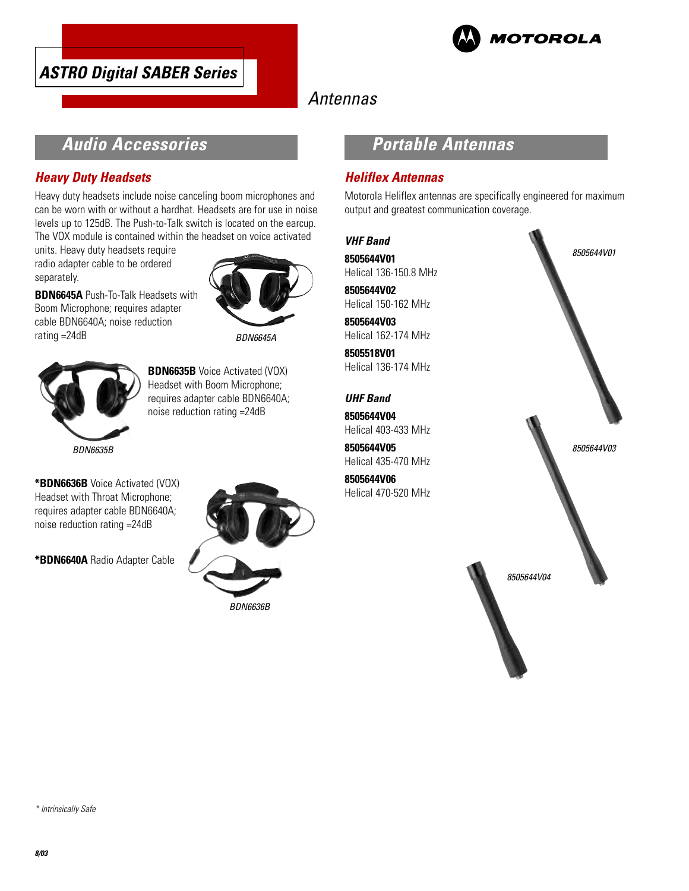# ASTRO Digital SABER Series

## Antennas

## Audio Accessories

### Heavy Duty Headsets

Heavy duty headsets include noise canceling boom microphones and can be worn with or without a hardhat. Headsets are for use in noise levels up to 125dB. The Push-to-Talk switch is located on the earcup. The VOX module is contained within the headset on voice activated units. Heavy duty headsets require radio adapter cable to be ordered separately.

**BDN6645A** Push-To-Talk Headsets with Boom Microphone; requires adapter cable BDN6640A; noise reduction rating =24dB

*BDN6645A*

**BDN6635B** Voice Activated (VOX) Headset with Boom Microphone; requires adapter cable BDN6640A; noise reduction rating =24dB

*BDN6635B*

**\*BDN6636B** Voice Activated (VOX) Headset with Throat Microphone; requires adapter cable BDN6640A; noise reduction rating =24dB

**\*BDN6640A** Radio Adapter Cable

*BDN6636B*

## Portable Antennas

### Heliflex Antennas

Motorola Heliflex antennas are specifically engineered for maximum output and greatest communication coverage.

#### VHF Band

**8505644V01**
Helical 136-150.8 MHz

**8505644V02**
Helical 150-162 MHz

**8505644V03**
Helical 162-174 MHz

**8505518V01**
Helical 136-174 MHz

#### UHF Band

**8505644V04**
Helical 403-433 MHz

**8505644V05**
Helical 435-470 MHz

**8505644V06**
Helical 470-520 MHz

*8505644V01*

*8505644V03*

*8505644V04*

*\* Intrinsically Safe*

8/03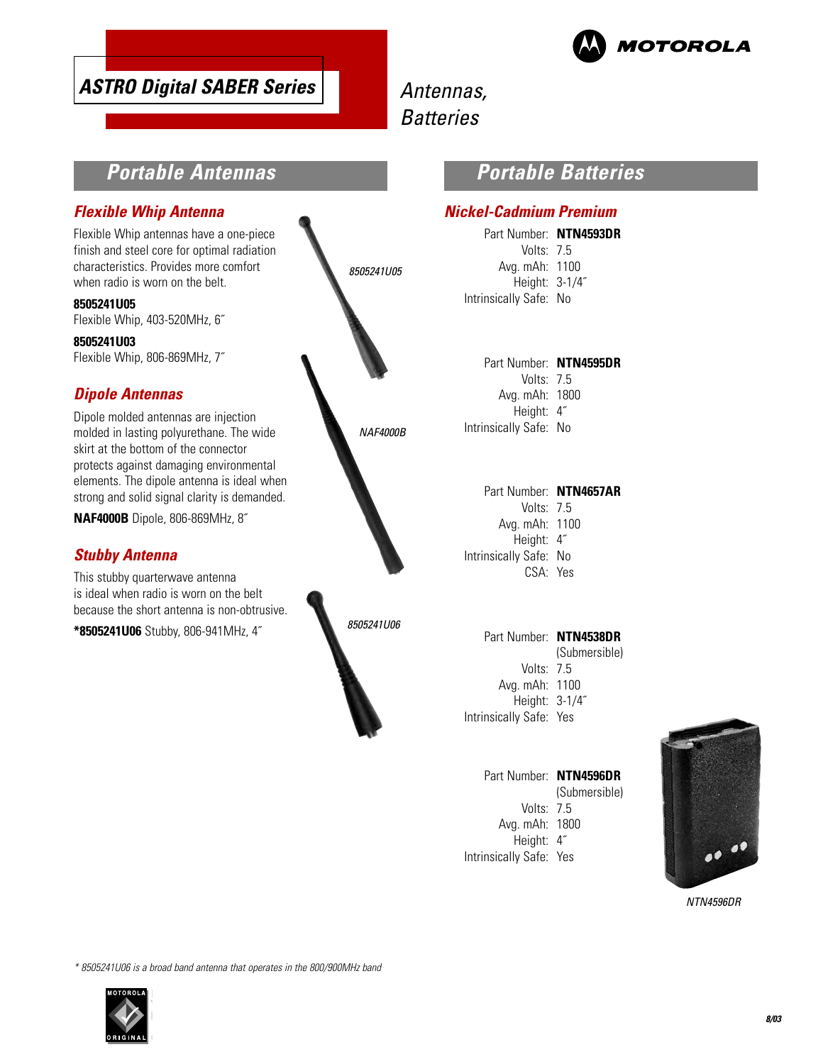# ASTRO Digital SABER Series

Antennas, Batteries

## Portable Antennas

### Flexible Whip Antenna

Flexible Whip antennas have a one-piece finish and steel core for optimal radiation characteristics. Provides more comfort when radio is worn on the belt.

**8505241U05**
Flexible Whip, 403-520MHz, 6″

**8505241U03**
Flexible Whip, 806-869MHz, 7″

### Dipole Antennas

Dipole molded antennas are injection molded in lasting polyurethane. The wide skirt at the bottom of the connector protects against damaging environmental elements. The dipole antenna is ideal when strong and solid signal clarity is demanded.

**NAF4000B** Dipole, 806-869MHz, 8″

### Stubby Antenna

This stubby quarterwave antenna is ideal when radio is worn on the belt because the short antenna is non-obtrusive.

***8505241U06** Stubby, 806-941MHz, 4″

*8505241U05*

*NAF4000B*

*8505241U06*

## Portable Batteries

### Nickel-Cadmium Premium

Part Number: **NTN4593DR**
Volts: 7.5
Avg. mAh: 1100
Height: 3-1/4″
Intrinsically Safe: No

Part Number: **NTN4595DR**
Volts: 7.5
Avg. mAh: 1800
Height: 4″
Intrinsically Safe: No

Part Number: **NTN4657AR**
Volts: 7.5
Avg. mAh: 1100
Height: 4″
Intrinsically Safe: No
CSA: Yes

Part Number: **NTN4538DR** (Submersible)
Volts: 7.5
Avg. mAh: 1100
Height: 3-1/4″
Intrinsically Safe: Yes

Part Number: **NTN4596DR** (Submersible)
Volts: 7.5
Avg. mAh: 1800
Height: 4″
Intrinsically Safe: Yes

*NTN4596DR*

*\* 8505241U06 is a broad band antenna that operates in the 800/900MHz band*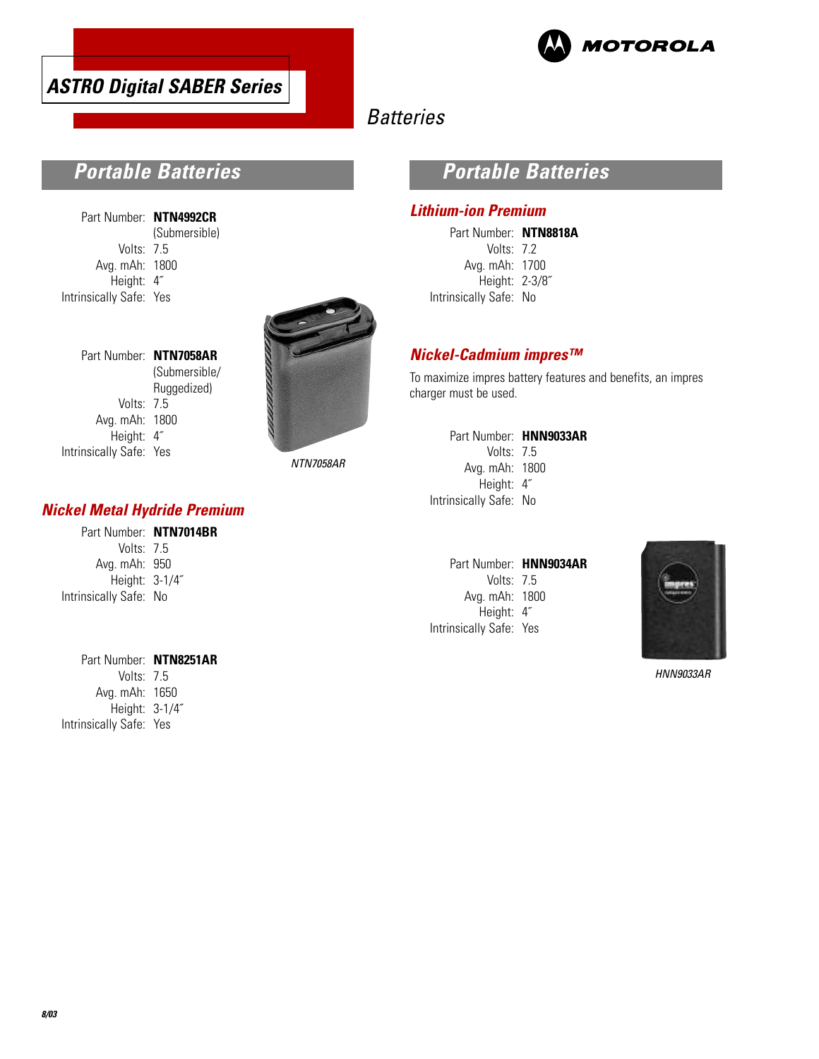# ASTRO Digital SABER Series

## Batteries

## Portable Batteries

Part Number: **NTN4992CR**
(Submersible)
Volts: 7.5
Avg. mAh: 1800
Height: 4″
Intrinsically Safe: Yes

Part Number: **NTN7058AR**
(Submersible/
Ruggedized)
Volts: 7.5
Avg. mAh: 1800
Height: 4″
Intrinsically Safe: Yes

*NTN7058AR*

### Nickel Metal Hydride Premium

Part Number: **NTN7014BR**
Volts: 7.5
Avg. mAh: 950
Height: 3-1/4″
Intrinsically Safe: No

Part Number: **NTN8251AR**
Volts: 7.5
Avg. mAh: 1650
Height: 3-1/4″
Intrinsically Safe: Yes

## Portable Batteries

### Lithium-ion Premium

Part Number: **NTN8818A**
Volts: 7.2
Avg. mAh: 1700
Height: 2-3/8″
Intrinsically Safe: No

### Nickel-Cadmium impres™

To maximize impres battery features and benefits, an impres charger must be used.

Part Number: **HNN9033AR**
Volts: 7.5
Avg. mAh: 1800
Height: 4″
Intrinsically Safe: No

Part Number: **HNN9034AR**
Volts: 7.5
Avg. mAh: 1800
Height: 4″
Intrinsically Safe: Yes

*HNN9033AR*

8/03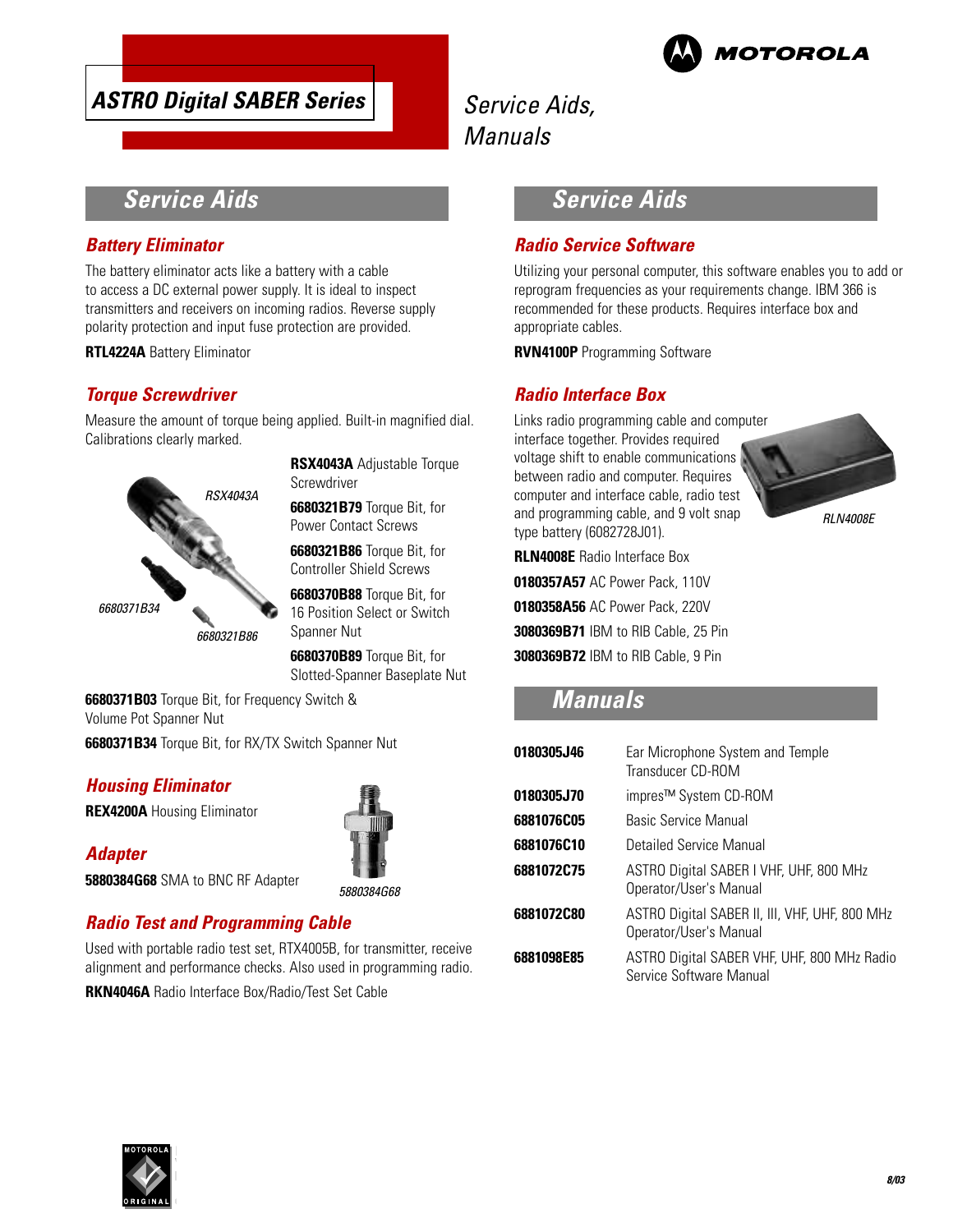# ASTRO Digital SABER Series

# Service Aids, Manuals

## Service Aids

### Battery Eliminator

The battery eliminator acts like a battery with a cable to access a DC external power supply. It is ideal to inspect transmitters and receivers on incoming radios. Reverse supply polarity protection and input fuse protection are provided.

**RTL4224A** Battery Eliminator

### Torque Screwdriver

Measure the amount of torque being applied. Built-in magnified dial. Calibrations clearly marked.

RSX4043A

6680371B34

6680321B86

**RSX4043A** Adjustable Torque Screwdriver

**6680321B79** Torque Bit, for Power Contact Screws

**6680321B86** Torque Bit, for Controller Shield Screws

**6680370B88** Torque Bit, for 16 Position Select or Switch Spanner Nut

**6680370B89** Torque Bit, for Slotted-Spanner Baseplate Nut

**6680371B03** Torque Bit, for Frequency Switch & Volume Pot Spanner Nut

**6680371B34** Torque Bit, for RX/TX Switch Spanner Nut

### Housing Eliminator

**REX4200A** Housing Eliminator

### Adapter

**5880384G68** SMA to BNC RF Adapter

5880384G68

### Radio Test and Programming Cable

Used with portable radio test set, RTX4005B, for transmitter, receive alignment and performance checks. Also used in programming radio.

**RKN4046A** Radio Interface Box/Radio/Test Set Cable

## Service Aids

### Radio Service Software

Utilizing your personal computer, this software enables you to add or reprogram frequencies as your requirements change. IBM 366 is recommended for these products. Requires interface box and appropriate cables.

**RVN4100P** Programming Software

### Radio Interface Box

Links radio programming cable and computer interface together. Provides required voltage shift to enable communications between radio and computer. Requires computer and interface cable, radio test and programming cable, and 9 volt snap type battery (6082728J01).

RLN4008E

**RLN4008E** Radio Interface Box

**0180357A57** AC Power Pack, 110V

**0180358A56** AC Power Pack, 220V

**3080369B71** IBM to RIB Cable, 25 Pin

**3080369B72** IBM to RIB Cable, 9 Pin

## Manuals

| | |
|---|---|
| **0180305J46** | Ear Microphone System and Temple Transducer CD-ROM |
| **0180305J70** | impres™ System CD-ROM |
| **6881076C05** | Basic Service Manual |
| **6881076C10** | Detailed Service Manual |
| **6881072C75** | ASTRO Digital SABER I VHF, UHF, 800 MHz Operator/User's Manual |
| **6881072C80** | ASTRO Digital SABER II, III, VHF, UHF, 800 MHz Operator/User's Manual |
| **6881098E85** | ASTRO Digital SABER VHF, UHF, 800 MHz Radio Service Software Manual |

8/03